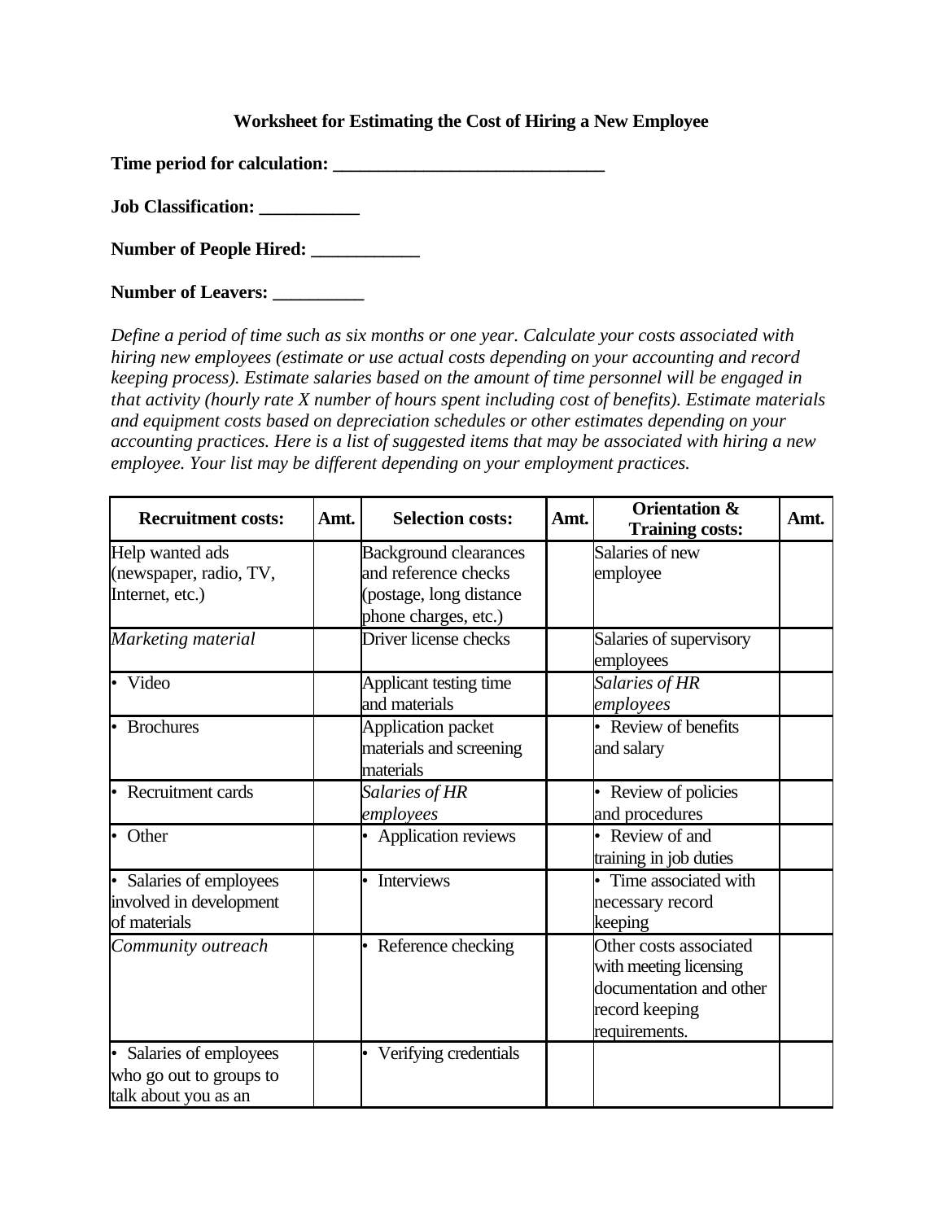# Worksheet for Estimating the Cost of Hiring a New Employee

**Time period for calculation: ______________________________**

**Job Classification: ___________**

**Number of People Hired: ____________**

**Number of Leavers: __________**

*Define a period of time such as six months or one year. Calculate your costs associated with hiring new employees (estimate or use actual costs depending on your accounting and record keeping process). Estimate salaries based on the amount of time personnel will be engaged in that activity (hourly rate X number of hours spent including cost of benefits). Estimate materials and equipment costs based on depreciation schedules or other estimates depending on your accounting practices. Here is a list of suggested items that may be associated with hiring a new employee. Your list may be different depending on your employment practices.*

| Recruitment costs: | Amt. | Selection costs: | Amt. | Orientation & Training costs: | Amt. |
|---|---|---|---|---|---|
| Help wanted ads (newspaper, radio, TV, Internet, etc.) | | Background clearances and reference checks (postage, long distance phone charges, etc.) | | Salaries of new employee | |
| *Marketing material* | | Driver license checks | | Salaries of supervisory employees | |
| • Video | | Applicant testing time and materials | | *Salaries of HR employees* | |
| • Brochures | | Application packet materials and screening materials | | • Review of benefits and salary | |
| • Recruitment cards | | *Salaries of HR employees* | | • Review of policies and procedures | |
| • Other | | • Application reviews | | • Review of and training in job duties | |
| • Salaries of employees involved in development of materials | | • Interviews | | • Time associated with necessary record keeping | |
| *Community outreach* | | • Reference checking | | Other costs associated with meeting licensing documentation and other record keeping requirements. | |
| • Salaries of employees who go out to groups to talk about you as an | | • Verifying credentials | | | |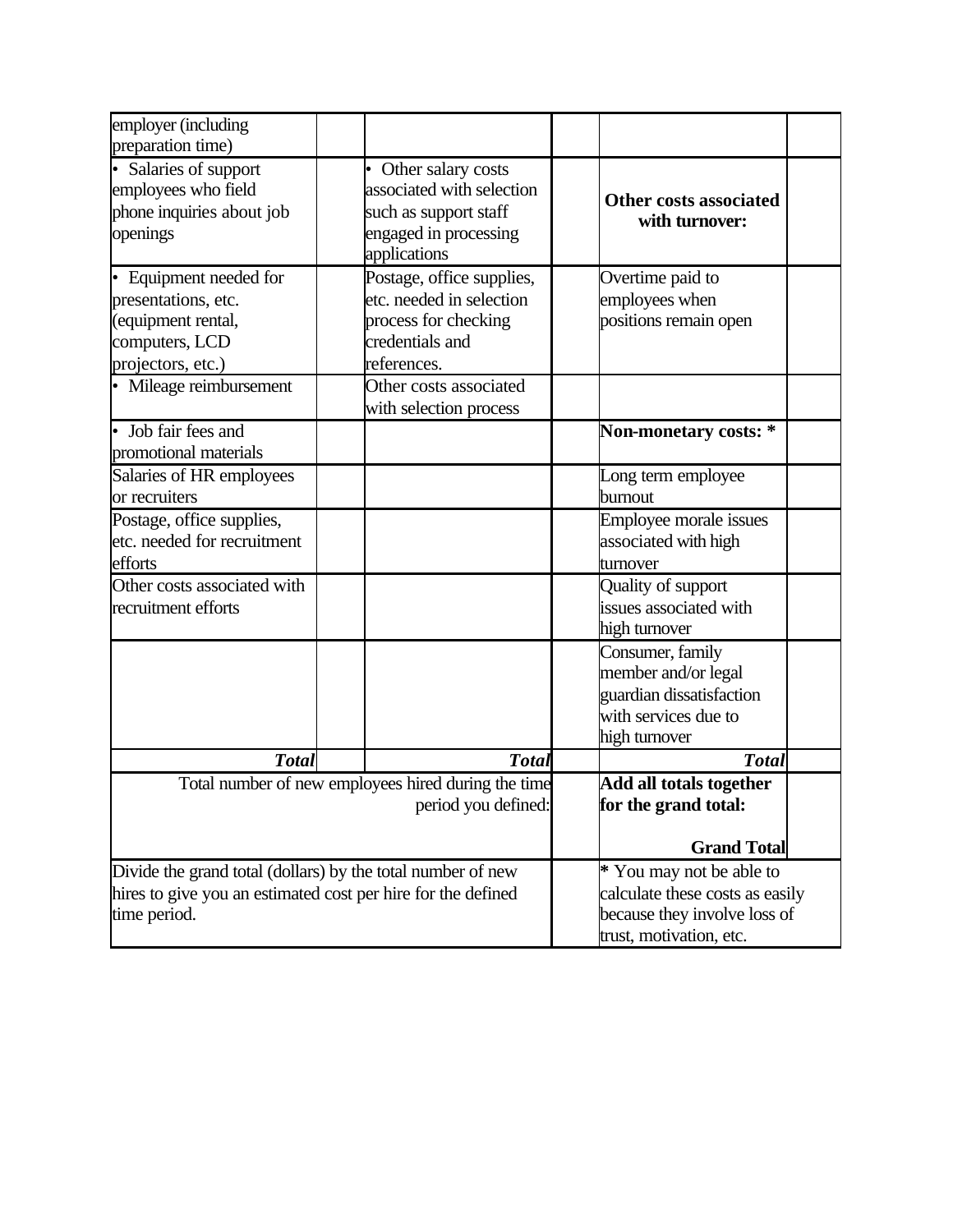| | | | | | |
|---|---|---|---|---|---|
| employer (including preparation time) | | | | | |
| • Salaries of support employees who field phone inquiries about job openings | | • Other salary costs associated with selection such as support staff engaged in processing applications | | **Other costs associated with turnover:** | |
| • Equipment needed for presentations, etc. (equipment rental, computers, LCD projectors, etc.) | | Postage, office supplies, etc. needed in selection process for checking credentials and references. | | Overtime paid to employees when positions remain open | |
| • Mileage reimbursement | | Other costs associated with selection process | | | |
| • Job fair fees and promotional materials | | | | **Non-monetary costs: *** | |
| Salaries of HR employees or recruiters | | | | Long term employee burnout | |
| Postage, office supplies, etc. needed for recruitment efforts | | | | Employee morale issues associated with high turnover | |
| Other costs associated with recruitment efforts | | | | Quality of support issues associated with high turnover | |
| | | | | Consumer, family member and/or legal guardian dissatisfaction with services due to high turnover | |
| ***Total*** | | ***Total*** | | ***Total*** | |
| Total number of new employees hired during the time period you defined: | | | | **Add all totals together for the grand total:** **Grand Total** | |
| Divide the grand total (dollars) by the total number of new hires to give you an estimated cost per hire for the defined time period. | | | | * You may not be able to calculate these costs as easily because they involve loss of trust, motivation, etc. | |